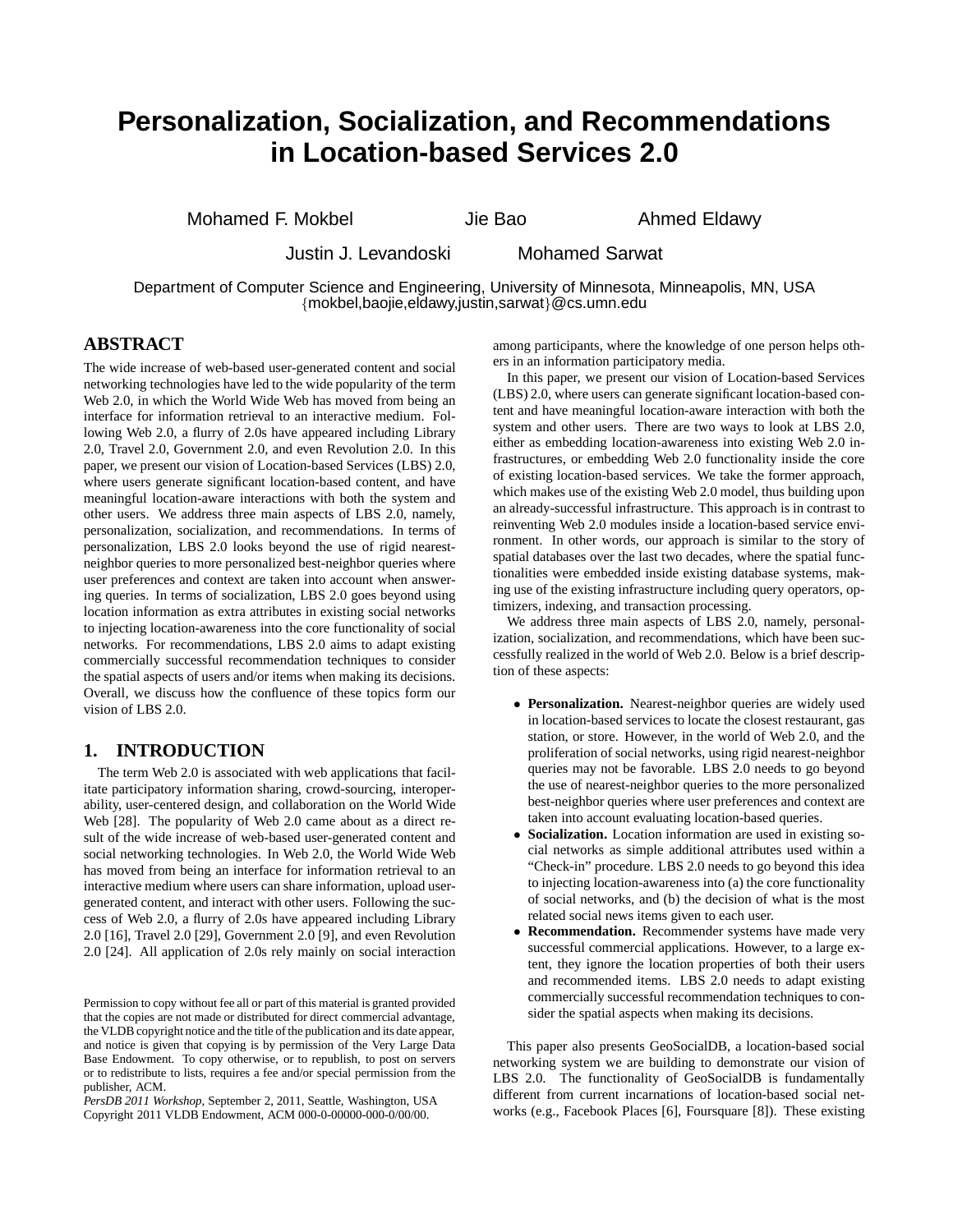# Personalization, Socialization, and Recommendations in Location-based Services 2.0

Mohamed F. Mokbel Jie Bao Ahmed Eldawy

Justin J. Levandoski Mohamed Sarwat

Department of Computer Science and Engineering, University of Minnesota, Minneapolis, MN, USA
{mokbel,baojie,eldawy,justin,sarwat}@cs.umn.edu

## ABSTRACT

The wide increase of web-based user-generated content and social networking technologies have led to the wide popularity of the term Web 2.0, in which the World Wide Web has moved from being an interface for information retrieval to an interactive medium. Following Web 2.0, a flurry of 2.0s have appeared including Library 2.0, Travel 2.0, Government 2.0, and even Revolution 2.0. In this paper, we present our vision of Location-based Services (LBS) 2.0, where users generate significant location-based content, and have meaningful location-aware interactions with both the system and other users. We address three main aspects of LBS 2.0, namely, personalization, socialization, and recommendations. In terms of personalization, LBS 2.0 looks beyond the use of rigid nearest-neighbor queries to more personalized best-neighbor queries where user preferences and context are taken into account when answering queries. In terms of socialization, LBS 2.0 goes beyond using location information as extra attributes in existing social networks to injecting location-awareness into the core functionality of social networks. For recommendations, LBS 2.0 aims to adapt existing commercially successful recommendation techniques to consider the spatial aspects of users and/or items when making its decisions. Overall, we discuss how the confluence of these topics form our vision of LBS 2.0.

## 1. INTRODUCTION

The term Web 2.0 is associated with web applications that facilitate participatory information sharing, crowd-sourcing, interoperability, user-centered design, and collaboration on the World Wide Web [28]. The popularity of Web 2.0 came about as a direct result of the wide increase of web-based user-generated content and social networking technologies. In Web 2.0, the World Wide Web has moved from being an interface for information retrieval to an interactive medium where users can share information, upload user-generated content, and interact with other users. Following the success of Web 2.0, a flurry of 2.0s have appeared including Library 2.0 [16], Travel 2.0 [29], Government 2.0 [9], and even Revolution 2.0 [24]. All application of 2.0s rely mainly on social interaction among participants, where the knowledge of one person helps others in an information participatory media.

In this paper, we present our vision of Location-based Services (LBS) 2.0, where users can generate significant location-based content and have meaningful location-aware interaction with both the system and other users. There are two ways to look at LBS 2.0, either as embedding location-awareness into existing Web 2.0 infrastructures, or embedding Web 2.0 functionality inside the core of existing location-based services. We take the former approach, which makes use of the existing Web 2.0 model, thus building upon an already-successful infrastructure. This approach is in contrast to reinventing Web 2.0 modules inside a location-based service environment. In other words, our approach is similar to the story of spatial databases over the last two decades, where the spatial functionalities were embedded inside existing database systems, making use of the existing infrastructure including query operators, optimizers, indexing, and transaction processing.

We address three main aspects of LBS 2.0, namely, personalization, socialization, and recommendations, which have been successfully realized in the world of Web 2.0. Below is a brief description of these aspects:

- **Personalization.** Nearest-neighbor queries are widely used in location-based services to locate the closest restaurant, gas station, or store. However, in the world of Web 2.0, and the proliferation of social networks, using rigid nearest-neighbor queries may not be favorable. LBS 2.0 needs to go beyond the use of nearest-neighbor queries to the more personalized best-neighbor queries where user preferences and context are taken into account evaluating location-based queries.
- **Socialization.** Location information are used in existing social networks as simple additional attributes used within a "Check-in" procedure. LBS 2.0 needs to go beyond this idea to injecting location-awareness into (a) the core functionality of social networks, and (b) the decision of what is the most related social news items given to each user.
- **Recommendation.** Recommender systems have made very successful commercial applications. However, to a large extent, they ignore the location properties of both their users and recommended items. LBS 2.0 needs to adapt existing commercially successful recommendation techniques to consider the spatial aspects when making its decisions.

This paper also presents GeoSocialDB, a location-based social networking system we are building to demonstrate our vision of LBS 2.0. The functionality of GeoSocialDB is fundamentally different from current incarnations of location-based social networks (e.g., Facebook Places [6], Foursquare [8]). These existing

Permission to copy without fee all or part of this material is granted provided that the copies are not made or distributed for direct commercial advantage, the VLDB copyright notice and the title of the publication and its date appear, and notice is given that copying is by permission of the Very Large Data Base Endowment. To copy otherwise, or to republish, to post on servers or to redistribute to lists, requires a fee and/or special permission from the publisher, ACM.
*PersDB 2011 Workshop,* September 2, 2011, Seattle, Washington, USA
Copyright 2011 VLDB Endowment, ACM 000-0-00000-000-0/00/00.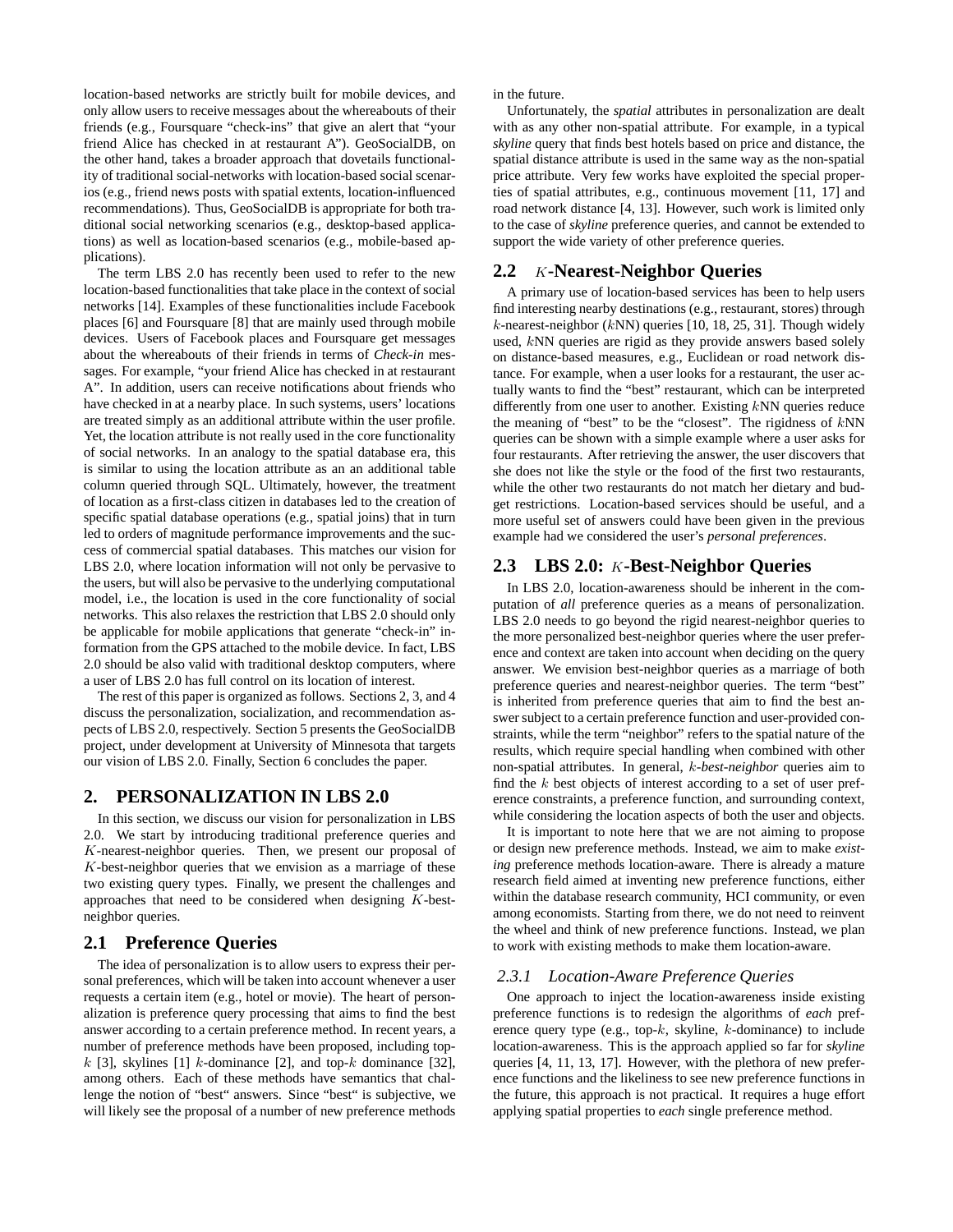location-based networks are strictly built for mobile devices, and only allow users to receive messages about the whereabouts of their friends (e.g., Foursquare "check-ins" that give an alert that "your friend Alice has checked in at restaurant A"). GeoSocialDB, on the other hand, takes a broader approach that dovetails functionality of traditional social-networks with location-based social scenarios (e.g., friend news posts with spatial extents, location-influenced recommendations). Thus, GeoSocialDB is appropriate for both traditional social networking scenarios (e.g., desktop-based applications) as well as location-based scenarios (e.g., mobile-based applications).

The term LBS 2.0 has recently been used to refer to the new location-based functionalities that take place in the context of social networks [14]. Examples of these functionalities include Facebook places [6] and Foursquare [8] that are mainly used through mobile devices. Users of Facebook places and Foursquare get messages about the whereabouts of their friends in terms of *Check-in* messages. For example, "your friend Alice has checked in at restaurant A". In addition, users can receive notifications about friends who have checked in at a nearby place. In such systems, users' locations are treated simply as an additional attribute within the user profile. Yet, the location attribute is not really used in the core functionality of social networks. In an analogy to the spatial database era, this is similar to using the location attribute as an additional table column queried through SQL. Ultimately, however, the treatment of location as a first-class citizen in databases led to the creation of specific spatial database operations (e.g., spatial joins) that in turn led to orders of magnitude performance improvements and the success of commercial spatial databases. This matches our vision for LBS 2.0, where location information will not only be pervasive to the users, but will also be pervasive to the underlying computational model, i.e., the location is used in the core functionality of social networks. This also relaxes the restriction that LBS 2.0 should only be applicable for mobile applications that generate "check-in" information from the GPS attached to the mobile device. In fact, LBS 2.0 should be also valid with traditional desktop computers, where a user of LBS 2.0 has full control on its location of interest.

The rest of this paper is organized as follows. Sections 2, 3, and 4 discuss the personalization, socialization, and recommendation aspects of LBS 2.0, respectively. Section 5 presents the GeoSocialDB project, under development at University of Minnesota that targets our vision of LBS 2.0. Finally, Section 6 concludes the paper.

## 2. PERSONALIZATION IN LBS 2.0

In this section, we discuss our vision for personalization in LBS 2.0. We start by introducing traditional preference queries and $K$-nearest-neighbor queries. Then, we present our proposal of $K$-best-neighbor queries that we envision as a marriage of these two existing query types. Finally, we present the challenges and approaches that need to be considered when designing $K$-best-neighbor queries.

### 2.1 Preference Queries

The idea of personalization is to allow users to express their personal preferences, which will be taken into account whenever a user requests a certain item (e.g., hotel or movie). The heart of personalization is preference query processing that aims to find the best answer according to a certain preference method. In recent years, a number of preference methods have been proposed, including top-$k$ [3], skylines [1] $k$-dominance [2], and top-$k$ dominance [32], among others. Each of these methods have semantics that challenge the notion of "best" answers. Since "best" is subjective, we will likely see the proposal of a number of new preference methods in the future.

Unfortunately, the *spatial* attributes in personalization are dealt with as any other non-spatial attribute. For example, in a typical *skyline* query that finds best hotels based on price and distance, the spatial distance attribute is used in the same way as the non-spatial price attribute. Very few works have exploited the special properties of spatial attributes, e.g., continuous movement [11, 17] and road network distance [4, 13]. However, such work is limited only to the case of *skyline* preference queries, and cannot be extended to support the wide variety of other preference queries.

### 2.2 $K$-Nearest-Neighbor Queries

A primary use of location-based services has been to help users find interesting nearby destinations (e.g., restaurant, stores) through $k$-nearest-neighbor ($k$NN) queries [10, 18, 25, 31]. Though widely used, $k$NN queries are rigid as they provide answers based solely on distance-based measures, e.g., Euclidean or road network distance. For example, when a user looks for a restaurant, the user actually wants to find the "best" restaurant, which can be interpreted differently from one user to another. Existing $k$NN queries reduce the meaning of "best" to be the "closest". The rigidness of $k$NN queries can be shown with a simple example where a user asks for four restaurants. After retrieving the answer, the user discovers that she does not like the style or the food of the first two restaurants, while the other two restaurants do not match her dietary and budget restrictions. Location-based services should be useful, and a more useful set of answers could have been given in the previous example had we considered the user's *personal preferences*.

### 2.3 LBS 2.0: $K$-Best-Neighbor Queries

In LBS 2.0, location-awareness should be inherent in the computation of *all* preference queries as a means of personalization. LBS 2.0 needs to go beyond the rigid nearest-neighbor queries to the more personalized best-neighbor queries where the user preference and context are taken into account when deciding on the query answer. We envision best-neighbor queries as a marriage of both preference queries and nearest-neighbor queries. The term "best" is inherited from preference queries that aim to find the best answer subject to a certain preference function and user-provided constraints, while the term "neighbor" refers to the spatial nature of the results, which require special handling when combined with other non-spatial attributes. In general, *$k$-best-neighbor* queries aim to find the $k$ best objects of interest according to a set of user preference constraints, a preference function, and surrounding context, while considering the location aspects of both the user and objects.

It is important to note here that we are not aiming to propose or design new preference methods. Instead, we aim to make *existing* preference methods location-aware. There is already a mature research field aimed at inventing new preference functions, either within the database research community, HCI community, or even among economists. Starting from there, we do not need to reinvent the wheel and think of new preference functions. Instead, we plan to work with existing methods to make them location-aware.

#### 2.3.1 Location-Aware Preference Queries

One approach to inject the location-awareness inside existing preference functions is to redesign the algorithms of *each* preference query type (e.g., top-$k$, skyline, $k$-dominance) to include location-awareness. This is the approach applied so far for *skyline* queries [4, 11, 13, 17]. However, with the plethora of new preference functions and the likeliness to see new preference functions in the future, this approach is not practical. It requires a huge effort applying spatial properties to *each* single preference method.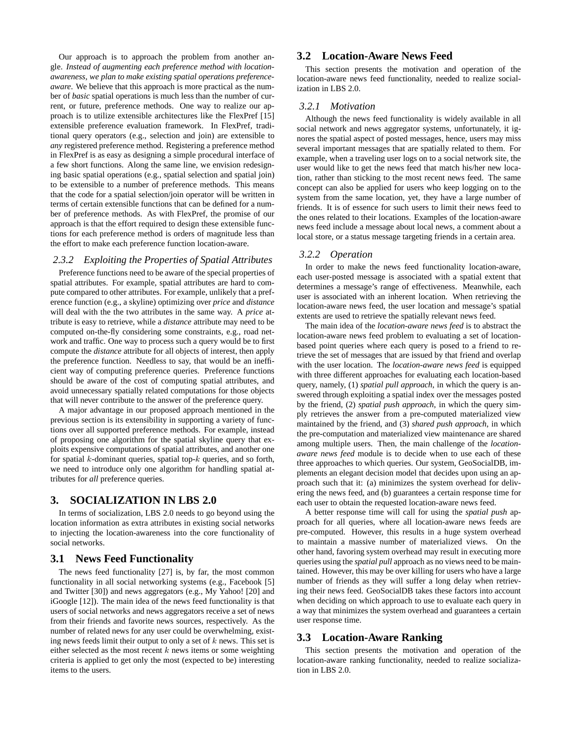Our approach is to approach the problem from another angle. *Instead of augmenting each preference method with location-awareness, we plan to make existing spatial operations preference-aware*. We believe that this approach is more practical as the number of *basic* spatial operations is much less than the number of current, or future, preference methods. One way to realize our approach is to utilize extensible architectures like the FlexPref [15] extensible preference evaluation framework. In FlexPref, traditional query operators (e.g., selection and join) are extensible to *any* registered preference method. Registering a preference method in FlexPref is as easy as designing a simple procedural interface of a few short functions. Along the same line, we envision redesigning basic spatial operations (e.g., spatial selection and spatial join) to be extensible to a number of preference methods. This means that the code for a spatial selection/join operator will be written in terms of certain extensible functions that can be defined for a number of preference methods. As with FlexPref, the promise of our approach is that the effort required to design these extensible functions for each preference method is orders of magnitude less than the effort to make each preference function location-aware.

#### 2.3.2 Exploiting the Properties of Spatial Attributes

Preference functions need to be aware of the special properties of spatial attributes. For example, spatial attributes are hard to compute compared to other attributes. For example, unlikely that a preference function (e.g., a skyline) optimizing over *price* and *distance* will deal with the the two attributes in the same way. A *price* attribute is easy to retrieve, while a *distance* attribute may need to be computed on-the-fly considering some constraints, e.g., road network and traffic. One way to process such a query would be to first compute the *distance* attribute for all objects of interest, then apply the preference function. Needless to say, that would be an inefficient way of computing preference queries. Preference functions should be aware of the cost of computing spatial attributes, and avoid unnecessary spatially related computations for those objects that will never contribute to the answer of the preference query.

A major advantage in our proposed approach mentioned in the previous section is its extensibility in supporting a variety of functions over all supported preference methods. For example, instead of proposing one algorithm for the spatial skyline query that exploits expensive computations of spatial attributes, and another one for spatial $k$-dominant queries, spatial top-$k$ queries, and so forth, we need to introduce only one algorithm for handling spatial attributes for *all* preference queries.

## 3. SOCIALIZATION IN LBS 2.0

In terms of socialization, LBS 2.0 needs to go beyond using the location information as extra attributes in existing social networks to injecting the location-awareness into the core functionality of social networks.

### 3.1 News Feed Functionality

The news feed functionality [27] is, by far, the most common functionality in all social networking systems (e.g., Facebook [5] and Twitter [30]) and news aggregators (e.g., My Yahoo! [20] and iGoogle [12]). The main idea of the news feed functionality is that users of social networks and news aggregators receive a set of news from their friends and favorite news sources, respectively. As the number of related news for any user could be overwhelming, existing news feeds limit their output to only a set of $k$ news. This set is either selected as the most recent $k$ news items or some weighting criteria is applied to get only the most (expected to be) interesting items to the users.

### 3.2 Location-Aware News Feed

This section presents the motivation and operation of the location-aware news feed functionality, needed to realize socialization in LBS 2.0.

#### 3.2.1 Motivation

Although the news feed functionality is widely available in all social network and news aggregator systems, unfortunately, it ignores the spatial aspect of posted messages, hence, users may miss several important messages that are spatially related to them. For example, when a traveling user logs on to a social network site, the user would like to get the news feed that match his/her new location, rather than sticking to the most recent news feed. The same concept can also be applied for users who keep logging on to the system from the same location, yet, they have a large number of friends. It is of essence for such users to limit their news feed to the ones related to their locations. Examples of the location-aware news feed include a message about local news, a comment about a local store, or a status message targeting friends in a certain area.

#### 3.2.2 Operation

In order to make the news feed functionality location-aware, each user-posted message is associated with a spatial extent that determines a message's range of effectiveness. Meanwhile, each user is associated with an inherent location. When retrieving the location-aware news feed, the user location and message's spatial extents are used to retrieve the spatially relevant news feed.

The main idea of the *location-aware news feed* is to abstract the location-aware news feed problem to evaluating a set of location-based point queries where each query is posed to a friend to retrieve the set of messages that are issued by that friend and overlap with the user location. The *location-aware news feed* is equipped with three different approaches for evaluating each location-based query, namely, (1) *spatial pull approach*, in which the query is answered through exploiting a spatial index over the messages posted by the friend, (2) *spatial push approach*, in which the query simply retrieves the answer from a pre-computed materialized view maintained by the friend, and (3) *shared push approach*, in which the pre-computation and materialized view maintenance are shared among multiple users. Then, the main challenge of the *location-aware news feed* module is to decide when to use each of these three approaches to which queries. Our system, GeoSocialDB, implements an elegant decision model that decides upon using an approach such that it: (a) minimizes the system overhead for delivering the news feed, and (b) guarantees a certain response time for each user to obtain the requested location-aware news feed.

A better response time will call for using the *spatial push* approach for all queries, where all location-aware news feeds are pre-computed. However, this results in a huge system overhead to maintain a massive number of materialized views. On the other hand, favoring system overhead may result in executing more queries using the *spatial pull* approach as no views need to be maintained. However, this may be over killing for users who have a large number of friends as they will suffer a long delay when retrieving their news feed. GeoSocialDB takes these factors into account when deciding on which approach to use to evaluate each query in a way that minimizes the system overhead and guarantees a certain user response time.

### 3.3 Location-Aware Ranking

This section presents the motivation and operation of the location-aware ranking functionality, needed to realize socialization in LBS 2.0.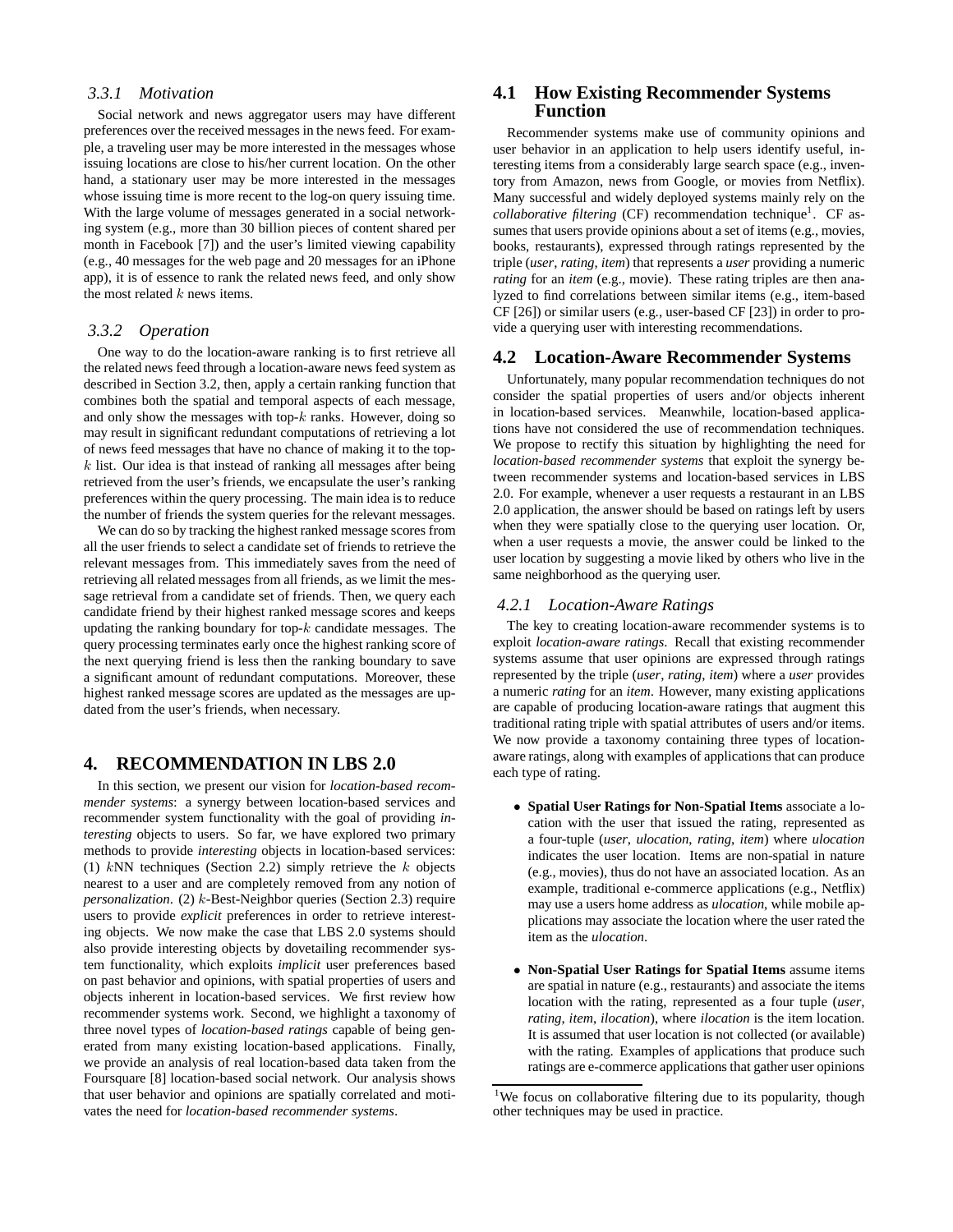#### 3.3.1 Motivation

Social network and news aggregator users may have different preferences over the received messages in the news feed. For example, a traveling user may be more interested in the messages whose issuing locations are close to his/her current location. On the other hand, a stationary user may be more interested in the messages whose issuing time is more recent to the log-on query issuing time. With the large volume of messages generated in a social networking system (e.g., more than 30 billion pieces of content shared per month in Facebook [7]) and the user's limited viewing capability (e.g., 40 messages for the web page and 20 messages for an iPhone app), it is of essence to rank the related news feed, and only show the most related $k$ news items.

#### 3.3.2 Operation

One way to do the location-aware ranking is to first retrieve all the related news feed through a location-aware news feed system as described in Section 3.2, then, apply a certain ranking function that combines both the spatial and temporal aspects of each message, and only show the messages with top-$k$ ranks. However, doing so may result in significant redundant computations of retrieving a lot of news feed messages that have no chance of making it to the top-$k$ list. Our idea is that instead of ranking all messages after being retrieved from the user's friends, we encapsulate the user's ranking preferences within the query processing. The main idea is to reduce the number of friends the system queries for the relevant messages.

We can do so by tracking the highest ranked message scores from all the user friends to select a candidate set of friends to retrieve the relevant messages from. This immediately saves from the need of retrieving all related messages from all friends, as we limit the message retrieval from a candidate set of friends. Then, we query each candidate friend by their highest ranked message scores and keeps updating the ranking boundary for top-$k$ candidate messages. The query processing terminates early once the highest ranking score of the next querying friend is less then the ranking boundary to save a significant amount of redundant computations. Moreover, these highest ranked message scores are updated as the messages are updated from the user's friends, when necessary.

## 4. RECOMMENDATION IN LBS 2.0

In this section, we present our vision for *location-based recommender systems*: a synergy between location-based services and recommender system functionality with the goal of providing *interesting* objects to users. So far, we have explored two primary methods to provide *interesting* objects in location-based services: (1) $k$NN techniques (Section 2.2) simply retrieve the $k$ objects nearest to a user and are completely removed from any notion of *personalization*. (2) $k$-Best-Neighbor queries (Section 2.3) require users to provide *explicit* preferences in order to retrieve interesting objects. We now make the case that LBS 2.0 systems should also provide interesting objects by dovetailing recommender system functionality, which exploits *implicit* user preferences based on past behavior and opinions, with spatial properties of users and objects inherent in location-based services. We first review how recommender systems work. Second, we highlight a taxonomy of three novel types of *location-based ratings* capable of being generated from many existing location-based applications. Finally, we provide an analysis of real location-based data taken from the Foursquare [8] location-based social network. Our analysis shows that user behavior and opinions are spatially correlated and motivates the need for *location-based recommender systems*.

### 4.1 How Existing Recommender Systems Function

Recommender systems make use of community opinions and user behavior in an application to help users identify useful, interesting items from a considerably large search space (e.g., inventory from Amazon, news from Google, or movies from Netflix). Many successful and widely deployed systems mainly rely on the *collaborative filtering* (CF) recommendation technique[1]. CF assumes that users provide opinions about a set of items (e.g., movies, books, restaurants), expressed through ratings represented by the triple (*user*, *rating*, *item*) that represents a *user* providing a numeric *rating* for an *item* (e.g., movie). These rating triples are then analyzed to find correlations between similar items (e.g., item-based CF [26]) or similar users (e.g., user-based CF [23]) in order to provide a querying user with interesting recommendations.

### 4.2 Location-Aware Recommender Systems

Unfortunately, many popular recommendation techniques do not consider the spatial properties of users and/or objects inherent in location-based services. Meanwhile, location-based applications have not considered the use of recommendation techniques. We propose to rectify this situation by highlighting the need for *location-based recommender systems* that exploit the synergy between recommender systems and location-based services in LBS 2.0. For example, whenever a user requests a restaurant in an LBS 2.0 application, the answer should be based on ratings left by users when they were spatially close to the querying user location. Or, when a user requests a movie, the answer could be linked to the user location by suggesting a movie liked by others who live in the same neighborhood as the querying user.

#### 4.2.1 Location-Aware Ratings

The key to creating location-aware recommender systems is to exploit *location-aware ratings*. Recall that existing recommender systems assume that user opinions are expressed through ratings represented by the triple (*user*, *rating*, *item*) where a *user* provides a numeric *rating* for an *item*. However, many existing applications are capable of producing location-aware ratings that augment this traditional rating triple with spatial attributes of users and/or items. We now provide a taxonomy containing three types of location-aware ratings, along with examples of applications that can produce each type of rating.

- **Spatial User Ratings for Non-Spatial Items** associate a location with the user that issued the rating, represented as a four-tuple (*user*, *ulocation*, *rating*, *item*) where *ulocation* indicates the user location. Items are non-spatial in nature (e.g., movies), thus do not have an associated location. As an example, traditional e-commerce applications (e.g., Netflix) may use a users home address as *ulocation*, while mobile applications may associate the location where the user rated the item as the *ulocation*.

- **Non-Spatial User Ratings for Spatial Items** assume items are spatial in nature (e.g., restaurants) and associate the items location with the rating, represented as a four tuple (*user*, *rating*, *item*, *ilocation*), where *ilocation* is the item location. It is assumed that user location is not collected (or available) with the rating. Examples of applications that produce such ratings are e-commerce applications that gather user opinions

[1] We focus on collaborative filtering due to its popularity, though other techniques may be used in practice.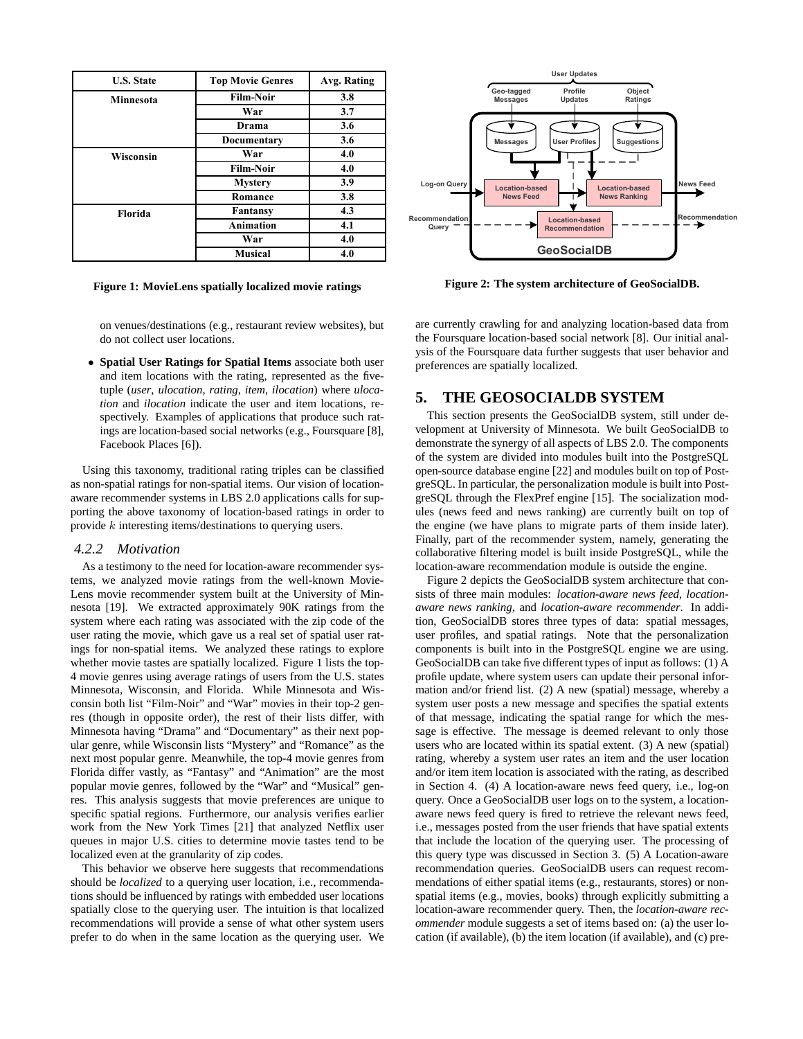| U.S. State | Top Movie Genres | Avg. Rating |
|---|---|---|
| Minnesota | Film-Noir | 3.8 |
| | War | 3.7 |
| | Drama | 3.6 |
| | Documentary | 3.6 |
| Wisconsin | War | 4.0 |
| | Film-Noir | 4.0 |
| | Mystery | 3.9 |
| | Romance | 3.8 |
| Florida | Fantansy | 4.3 |
| | Animation | 4.1 |
| | War | 4.0 |
| | Musical | 4.0 |

**Figure 1: MovieLens spatially localized movie ratings**

on venues/destinations (e.g., restaurant review websites), but do not collect user locations.

- **Spatial User Ratings for Spatial Items** associate both user and item locations with the rating, represented as the five-tuple (*user*, *ulocation*, *rating*, *item*, *ilocation*) where *ulocation* and *ilocation* indicate the user and item locations, respectively. Examples of applications that produce such ratings are location-based social networks (e.g., Foursquare [8], Facebook Places [6]).

Using this taxonomy, traditional rating triples can be classified as non-spatial ratings for non-spatial items. Our vision of location-aware recommender systems in LBS 2.0 applications calls for supporting the above taxonomy of location-based ratings in order to provide $k$ interesting items/destinations to querying users.

### 4.2.2 Motivation

As a testimony to the need for location-aware recommender systems, we analyzed movie ratings from the well-known MovieLens movie recommender system built at the University of Minnesota [19]. We extracted approximately 90K ratings from the system where each rating was associated with the zip code of the user rating the movie, which gave us a real set of spatial user ratings for non-spatial items. We analyzed these ratings to explore whether movie tastes are spatially localized. Figure 1 lists the top-4 movie genres using average ratings of users from the U.S. states Minnesota, Wisconsin, and Florida. While Minnesota and Wisconsin both list "Film-Noir" and "War" movies in their top-2 genres (though in opposite order), the rest of their lists differ, with Minnesota having "Drama" and "Documentary" as their next popular genre, while Wisconsin lists "Mystery" and "Romance" as the next most popular genre. Meanwhile, the top-4 movie genres from Florida differ vastly, as "Fantasy" and "Animation" are the most popular movie genres, followed by the "War" and "Musical" genres. This analysis suggests that movie preferences are unique to specific spatial regions. Furthermore, our analysis verifies earlier work from the New York Times [21] that analyzed Netflix user queues in major U.S. cities to determine movie tastes tend to be localized even at the granularity of zip codes.

This behavior we observe here suggests that recommendations should be *localized* to a querying user location, i.e., recommendations should be influenced by ratings with embedded user locations spatially close to the querying user. The intuition is that localized recommendations will provide a sense of what other system users prefer to do when in the same location as the querying user. We are currently crawling for and analyzing location-based data from the Foursquare location-based social network [8]. Our initial analysis of the Foursquare data further suggests that user behavior and preferences are spatially localized.

**Figure 2: The system architecture of GeoSocialDB.**

## 5. THE GEOSOCIALDB SYSTEM

This section presents the GeoSocialDB system, still under development at University of Minnesota. We built GeoSocialDB to demonstrate the synergy of all aspects of LBS 2.0. The components of the system are divided into modules built into the PostgreSQL open-source database engine [22] and modules built on top of PostgreSQL. In particular, the personalization module is built into PostgreSQL through the FlexPref engine [15]. The socialization modules (news feed and news ranking) are currently built on top of the engine (we have plans to migrate parts of them inside later). Finally, part of the recommender system, namely, generating the collaborative filtering model is built inside PostgreSQL, while the location-aware recommendation module is outside the engine.

Figure 2 depicts the GeoSocialDB system architecture that consists of three main modules: *location-aware news feed*, *location-aware news ranking*, and *location-aware recommender*. In addition, GeoSocialDB stores three types of data: spatial messages, user profiles, and spatial ratings. Note that the personalization components is built into in the PostgreSQL engine we are using. GeoSocialDB can take five different types of input as follows: (1) A profile update, where system users can update their personal information and/or friend list. (2) A new (spatial) message, whereby a system user posts a new message and specifies the spatial extents of that message, indicating the spatial range for which the message is effective. The message is deemed relevant to only those users who are located within its spatial extent. (3) A new (spatial) rating, whereby a system user rates an item and the user location and/or item item location is associated with the rating, as described in Section 4. (4) A location-aware news feed query, i.e., log-on query. Once a GeoSocialDB user logs on to the system, a location-aware news feed query is fired to retrieve the relevant news feed, i.e., messages posted from the user friends that have spatial extents that include the location of the querying user. The processing of this query type was discussed in Section 3. (5) A Location-aware recommendation queries. GeoSocialDB users can request recommendations of either spatial items (e.g., restaurants, stores) or non-spatial items (e.g., movies, books) through explicitly submitting a location-aware recommender query. Then, the *location-aware recommender* module suggests a set of items based on: (a) the user location (if available), (b) the item location (if available), and (c) pre-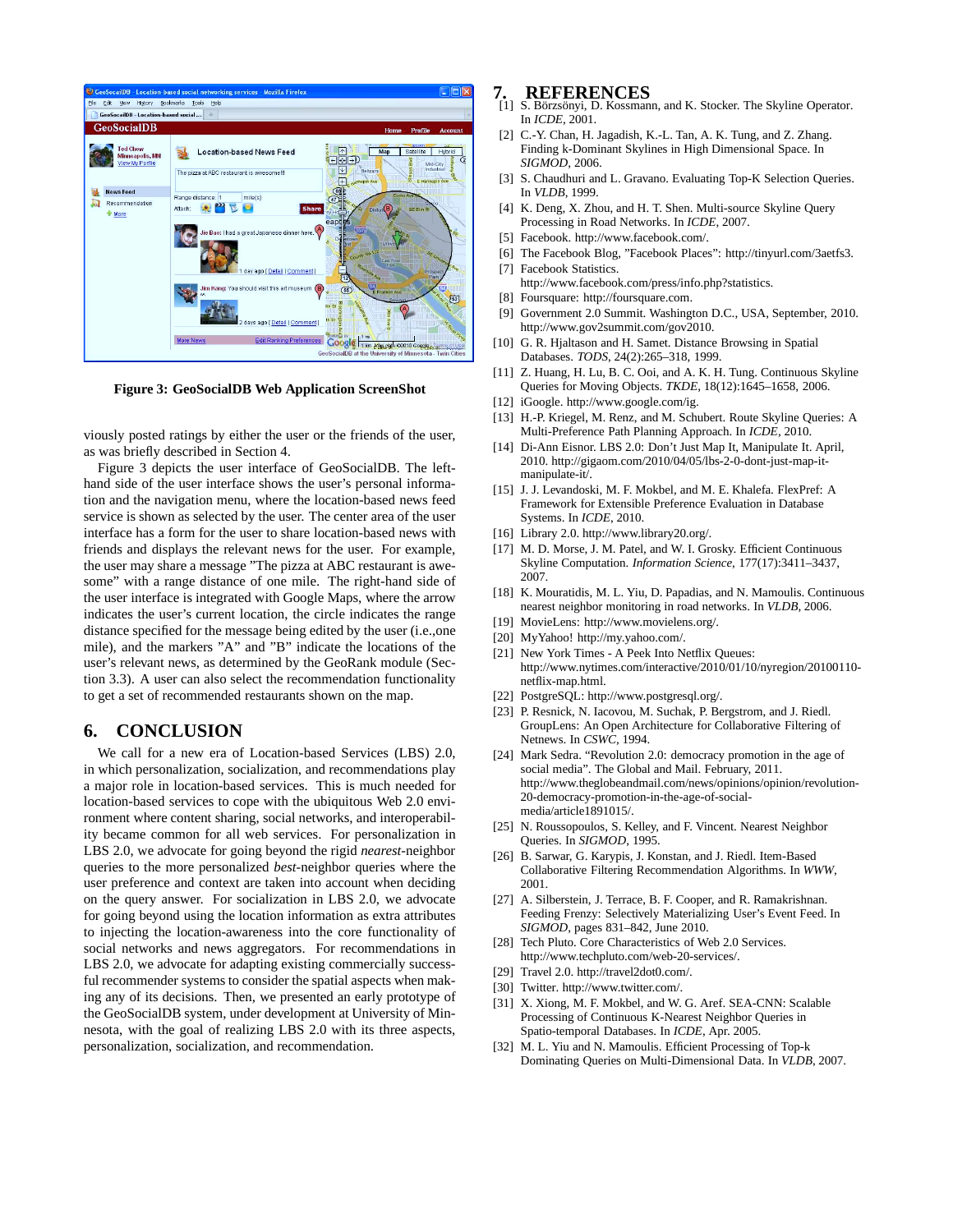Figure 3: GeoSocialDB Web Application ScreenShot

viously posted ratings by either the user or the friends of the user, as was briefly described in Section 4.

Figure 3 depicts the user interface of GeoSocialDB. The left-hand side of the user interface shows the user's personal information and the navigation menu, where the location-based news feed service is shown as selected by the user. The center area of the user interface has a form for the user to share location-based news with friends and displays the relevant news for the user. For example, the user may share a message "The pizza at ABC restaurant is awesome" with a range distance of one mile. The right-hand side of the user interface is integrated with Google Maps, where the arrow indicates the user's current location, the circle indicates the range distance specified for the message being edited by the user (i.e.,one mile), and the markers "A" and "B" indicate the locations of the user's relevant news, as determined by the GeoRank module (Section 3.3). A user can also select the recommendation functionality to get a set of recommended restaurants shown on the map.

## 6. CONCLUSION

We call for a new era of Location-based Services (LBS) 2.0, in which personalization, socialization, and recommendations play a major role in location-based services. This is much needed for location-based services to cope with the ubiquitous Web 2.0 environment where content sharing, social networks, and interoperability became common for all web services. For personalization in LBS 2.0, we advocate for going beyond the rigid *nearest*-neighbor queries to the more personalized *best*-neighbor queries where the user preference and context are taken into account when deciding on the query answer. For socialization in LBS 2.0, we advocate for going beyond using the location information as extra attributes to injecting the location-awareness into the core functionality of social networks and news aggregators. For recommendations in LBS 2.0, we advocate for adapting existing commercially successful recommender systems to consider the spatial aspects when making any of its decisions. Then, we presented an early prototype of the GeoSocialDB system, under development at University of Minnesota, with the goal of realizing LBS 2.0 with its three aspects, personalization, socialization, and recommendation.

## 7. REFERENCES

[1] S. Börzsönyi, D. Kossmann, and K. Stocker. The Skyline Operator. In *ICDE*, 2001.

[2] C.-Y. Chan, H. Jagadish, K.-L. Tan, A. K. Tung, and Z. Zhang. Finding k-Dominant Skylines in High Dimensional Space. In *SIGMOD*, 2006.

[3] S. Chaudhuri and L. Gravano. Evaluating Top-K Selection Queries. In *VLDB*, 1999.

[4] K. Deng, X. Zhou, and H. T. Shen. Multi-source Skyline Query Processing in Road Networks. In *ICDE*, 2007.

[5] Facebook. http://www.facebook.com/.

[6] The Facebook Blog, "Facebook Places": http://tinyurl.com/3aetfs3.

[7] Facebook Statistics. http://www.facebook.com/press/info.php?statistics.

[8] Foursquare: http://foursquare.com.

[9] Government 2.0 Summit. Washington D.C., USA, September, 2010. http://www.gov2summit.com/gov2010.

[10] G. R. Hjaltason and H. Samet. Distance Browsing in Spatial Databases. *TODS*, 24(2):265–318, 1999.

[11] Z. Huang, H. Lu, B. C. Ooi, and A. K. H. Tung. Continuous Skyline Queries for Moving Objects. *TKDE*, 18(12):1645–1658, 2006.

[12] iGoogle. http://www.google.com/ig.

[13] H.-P. Kriegel, M. Renz, and M. Schubert. Route Skyline Queries: A Multi-Preference Path Planning Approach. In *ICDE*, 2010.

[14] Di-Ann Eisnor. LBS 2.0: Don't Just Map It, Manipulate It. April, 2010. http://gigaom.com/2010/04/05/lbs-2-0-dont-just-map-it-manipulate-it/.

[15] J. J. Levandoski, M. F. Mokbel, and M. E. Khalefa. FlexPref: A Framework for Extensible Preference Evaluation in Database Systems. In *ICDE*, 2010.

[16] Library 2.0. http://www.library20.org/.

[17] M. D. Morse, J. M. Patel, and W. I. Grosky. Efficient Continuous Skyline Computation. *Information Science*, 177(17):3411–3437, 2007.

[18] K. Mouratidis, M. L. Yiu, D. Papadias, and N. Mamoulis. Continuous nearest neighbor monitoring in road networks. In *VLDB*, 2006.

[19] MovieLens: http://www.movielens.org/.

[20] MyYahoo! http://my.yahoo.com/.

[21] New York Times - A Peek Into Netflix Queues: http://www.nytimes.com/interactive/2010/01/10/nyregion/20100110-netflix-map.html.

[22] PostgreSQL: http://www.postgresql.org/.

[23] P. Resnick, N. Iacovou, M. Suchak, P. Bergstrom, and J. Riedl. GroupLens: An Open Architecture for Collaborative Filtering of Netnews. In *CSWC*, 1994.

[24] Mark Sedra. "Revolution 2.0: democracy promotion in the age of social media". The Global and Mail. February, 2011. http://www.theglobeandmail.com/news/opinions/opinion/revolution-20-democracy-promotion-in-the-age-of-social-media/article1891015/.

[25] N. Roussopoulos, S. Kelley, and F. Vincent. Nearest Neighbor Queries. In *SIGMOD*, 1995.

[26] B. Sarwar, G. Karypis, J. Konstan, and J. Riedl. Item-Based Collaborative Filtering Recommendation Algorithms. In *WWW*, 2001.

[27] A. Silberstein, J. Terrace, B. F. Cooper, and R. Ramakrishnan. Feeding Frenzy: Selectively Materializing User's Event Feed. In *SIGMOD*, pages 831–842, June 2010.

[28] Tech Pluto. Core Characteristics of Web 2.0 Services. http://www.techpluto.com/web-20-services/.

[29] Travel 2.0. http://travel2dot0.com/.

[30] Twitter. http://www.twitter.com/.

[31] X. Xiong, M. F. Mokbel, and W. G. Aref. SEA-CNN: Scalable Processing of Continuous K-Nearest Neighbor Queries in Spatio-temporal Databases. In *ICDE*, Apr. 2005.

[32] M. L. Yiu and N. Mamoulis. Efficient Processing of Top-k Dominating Queries on Multi-Dimensional Data. In *VLDB*, 2007.